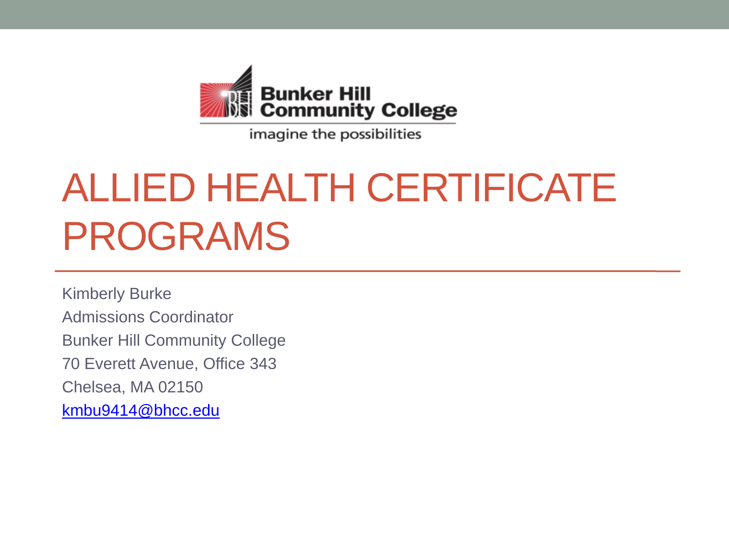Bunker Hill Community College

imagine the possibilities

# ALLIED HEALTH CERTIFICATE PROGRAMS

Kimberly Burke
Admissions Coordinator
Bunker Hill Community College
70 Everett Avenue, Office 343
Chelsea, MA 02150
kmbu9414@bhcc.edu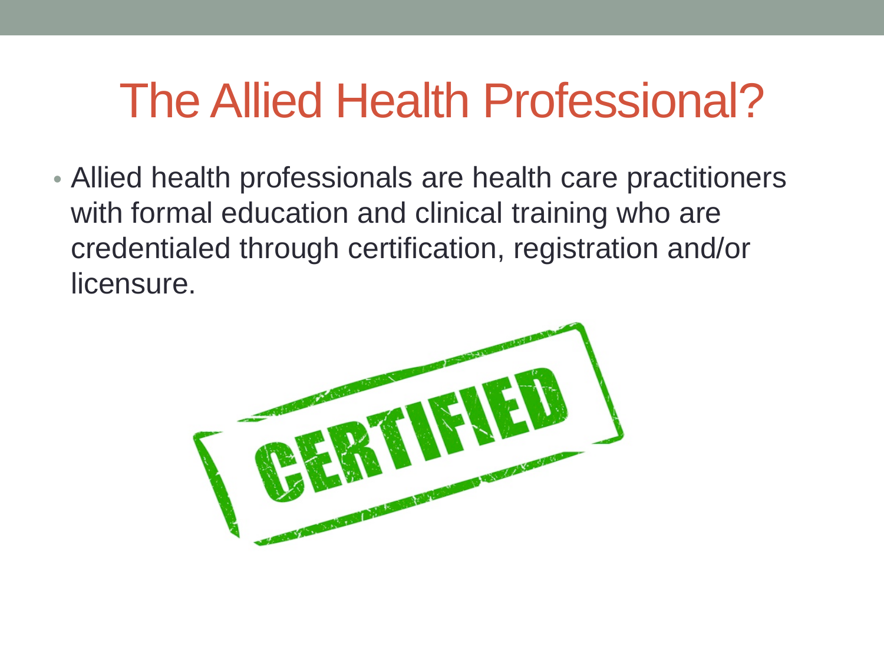# The Allied Health Professional?

- Allied health professionals are health care practitioners with formal education and clinical training who are credentialed through certification, registration and/or licensure.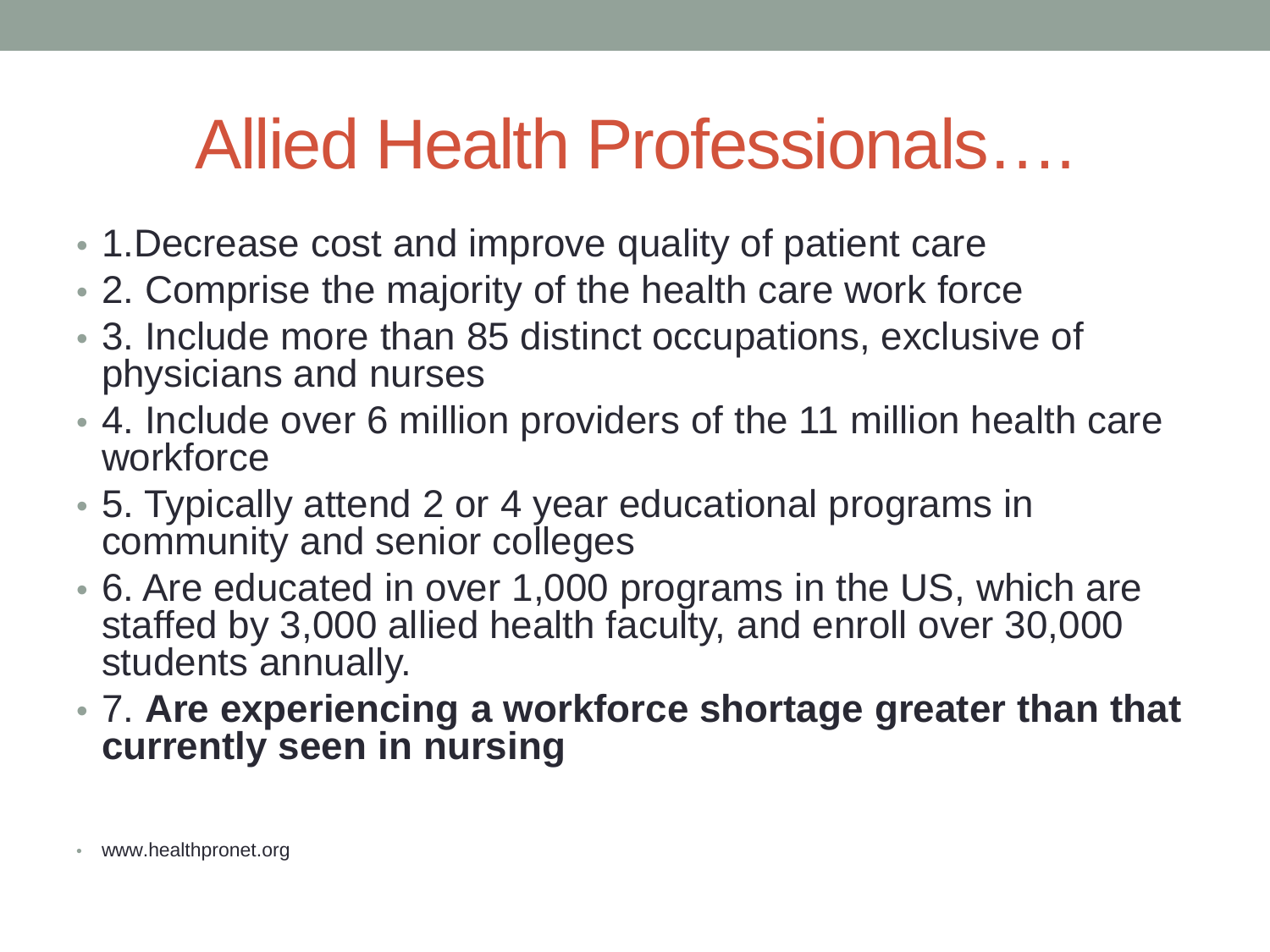# Allied Health Professionals….

- 1.Decrease cost and improve quality of patient care
- 2. Comprise the majority of the health care work force
- 3. Include more than 85 distinct occupations, exclusive of physicians and nurses
- 4. Include over 6 million providers of the 11 million health care workforce
- 5. Typically attend 2 or 4 year educational programs in community and senior colleges
- 6. Are educated in over 1,000 programs in the US, which are staffed by 3,000 allied health faculty, and enroll over 30,000 students annually.
- 7. **Are experiencing a workforce shortage greater than that currently seen in nursing**

- www.healthpronet.org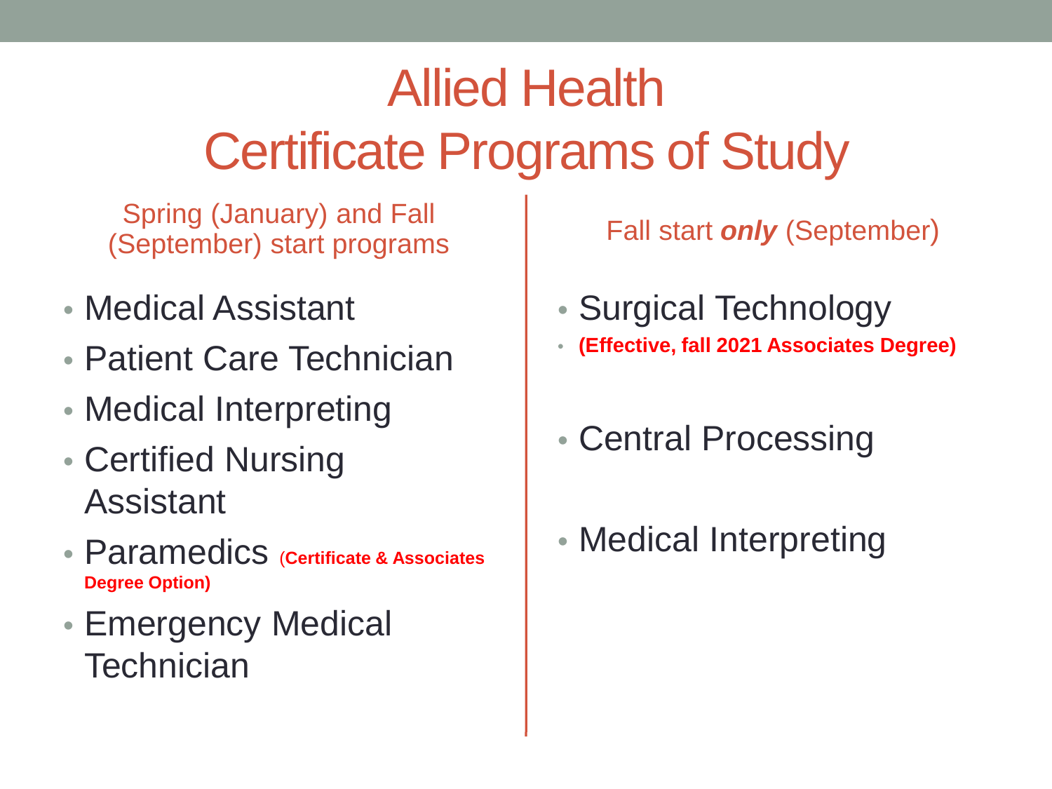# Allied Health Certificate Programs of Study

Spring (January) and Fall (September) start programs

- Medical Assistant
- Patient Care Technician
- Medical Interpreting
- Certified Nursing Assistant
- Paramedics **(Certificate & Associates Degree Option)**
- Emergency Medical Technician

Fall start ***only*** (September)

- Surgical Technology
- **(Effective, fall 2021 Associates Degree)**
- Central Processing
- Medical Interpreting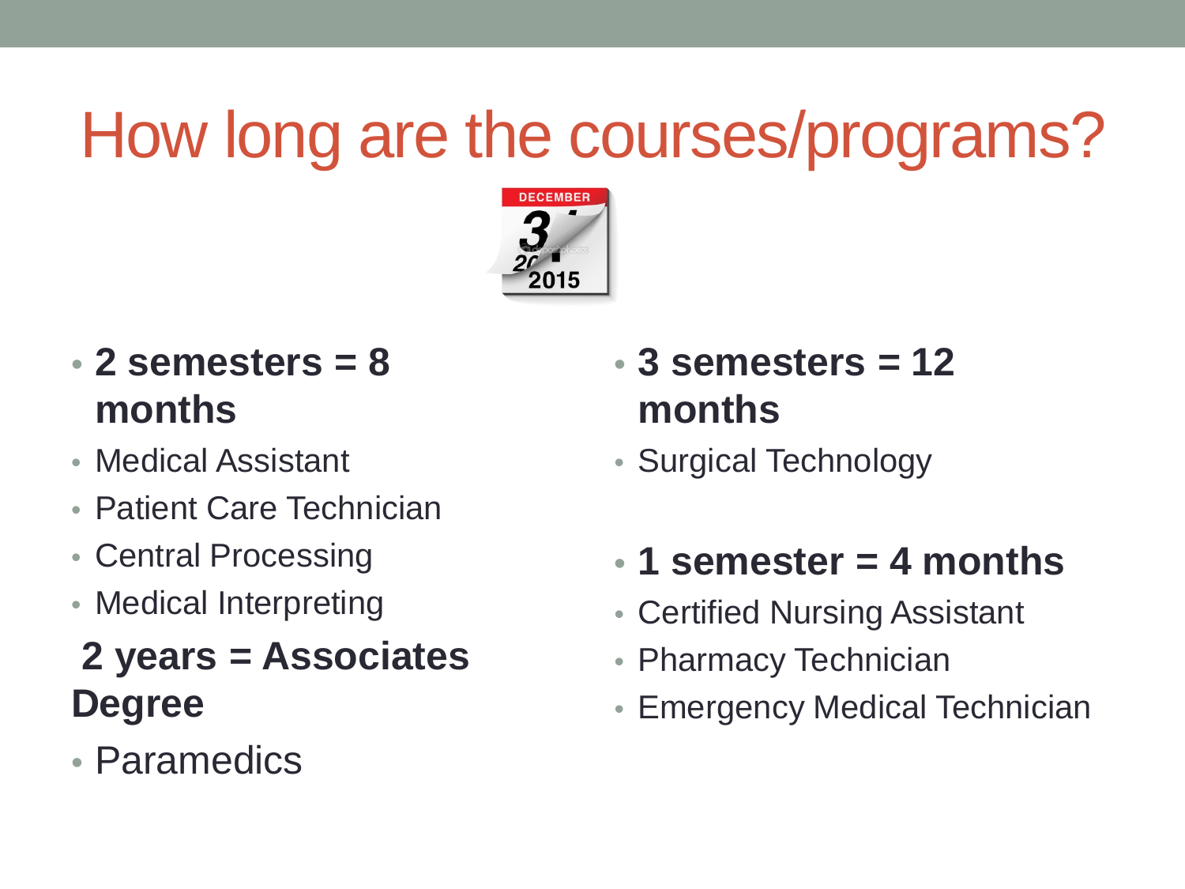# How long are the courses/programs?

- **2 semesters = 8 months**
- Medical Assistant
- Patient Care Technician
- Central Processing
- Medical Interpreting

**2 years = Associates Degree**

- Paramedics

- **3 semesters = 12 months**
- Surgical Technology

- **1 semester = 4 months**
- Certified Nursing Assistant
- Pharmacy Technician
- Emergency Medical Technician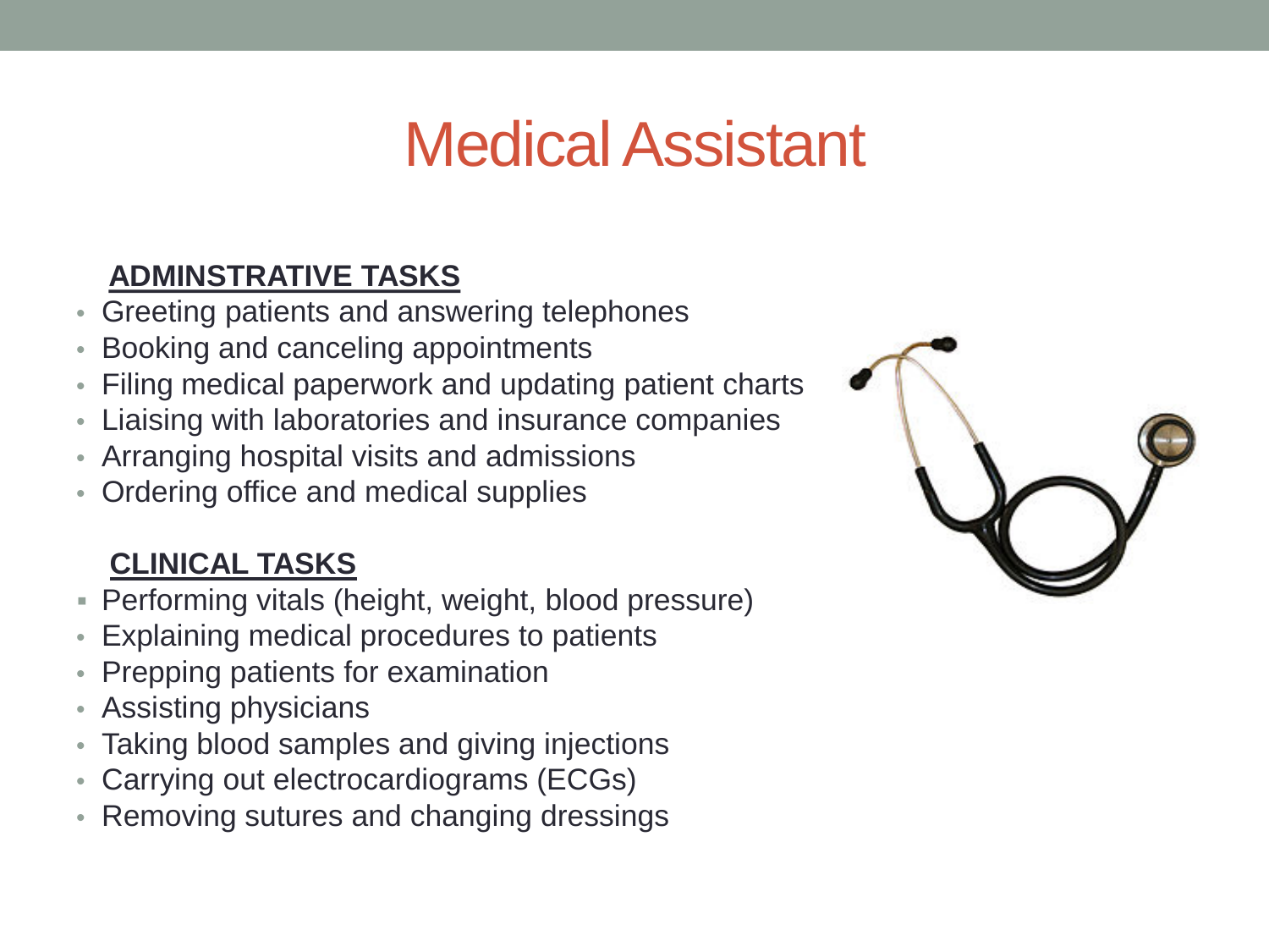# Medical Assistant

**ADMINSTRATIVE TASKS**

- Greeting patients and answering telephones
- Booking and canceling appointments
- Filing medical paperwork and updating patient charts
- Liaising with laboratories and insurance companies
- Arranging hospital visits and admissions
- Ordering office and medical supplies

**CLINICAL TASKS**

- Performing vitals (height, weight, blood pressure)
- Explaining medical procedures to patients
- Prepping patients for examination
- Assisting physicians
- Taking blood samples and giving injections
- Carrying out electrocardiograms (ECGs)
- Removing sutures and changing dressings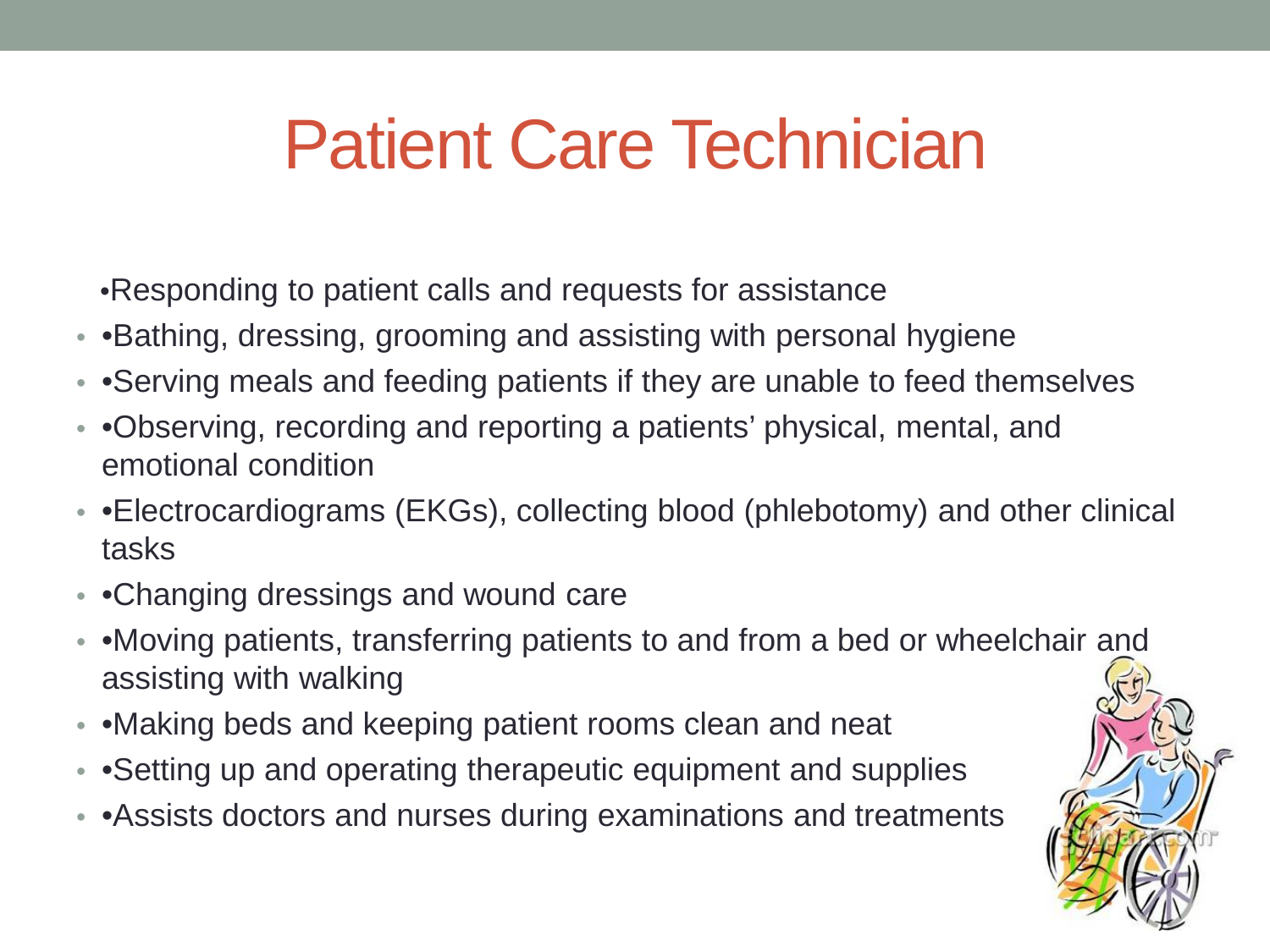# Patient Care Technician

- •Responding to patient calls and requests for assistance
- •Bathing, dressing, grooming and assisting with personal hygiene
- •Serving meals and feeding patients if they are unable to feed themselves
- •Observing, recording and reporting a patients' physical, mental, and emotional condition
- •Electrocardiograms (EKGs), collecting blood (phlebotomy) and other clinical tasks
- •Changing dressings and wound care
- •Moving patients, transferring patients to and from a bed or wheelchair and assisting with walking
- •Making beds and keeping patient rooms clean and neat
- •Setting up and operating therapeutic equipment and supplies
- •Assists doctors and nurses during examinations and treatments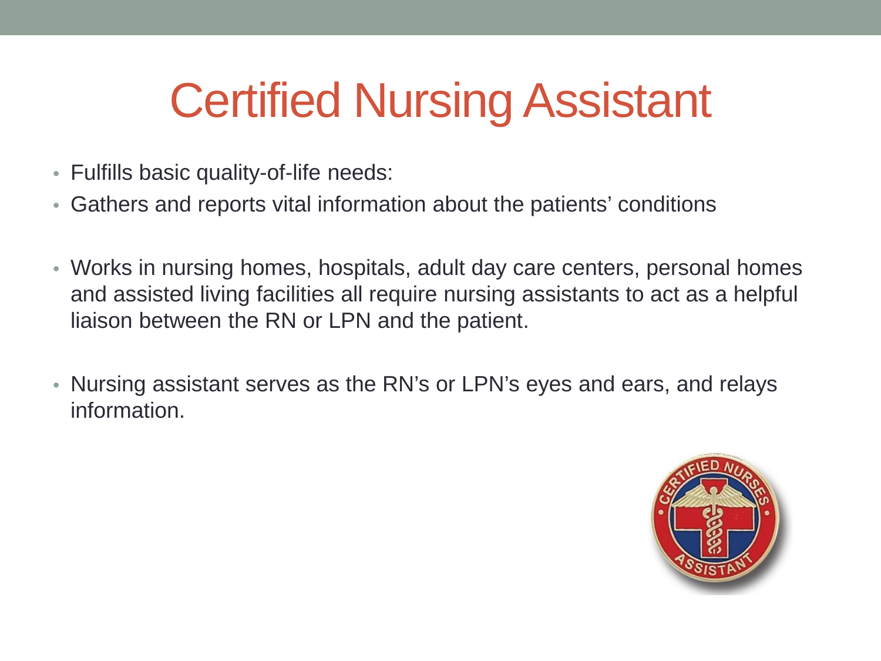# Certified Nursing Assistant

- Fulfills basic quality-of-life needs:
- Gathers and reports vital information about the patients' conditions
- Works in nursing homes, hospitals, adult day care centers, personal homes and assisted living facilities all require nursing assistants to act as a helpful liaison between the RN or LPN and the patient.
- Nursing assistant serves as the RN's or LPN's eyes and ears, and relays information.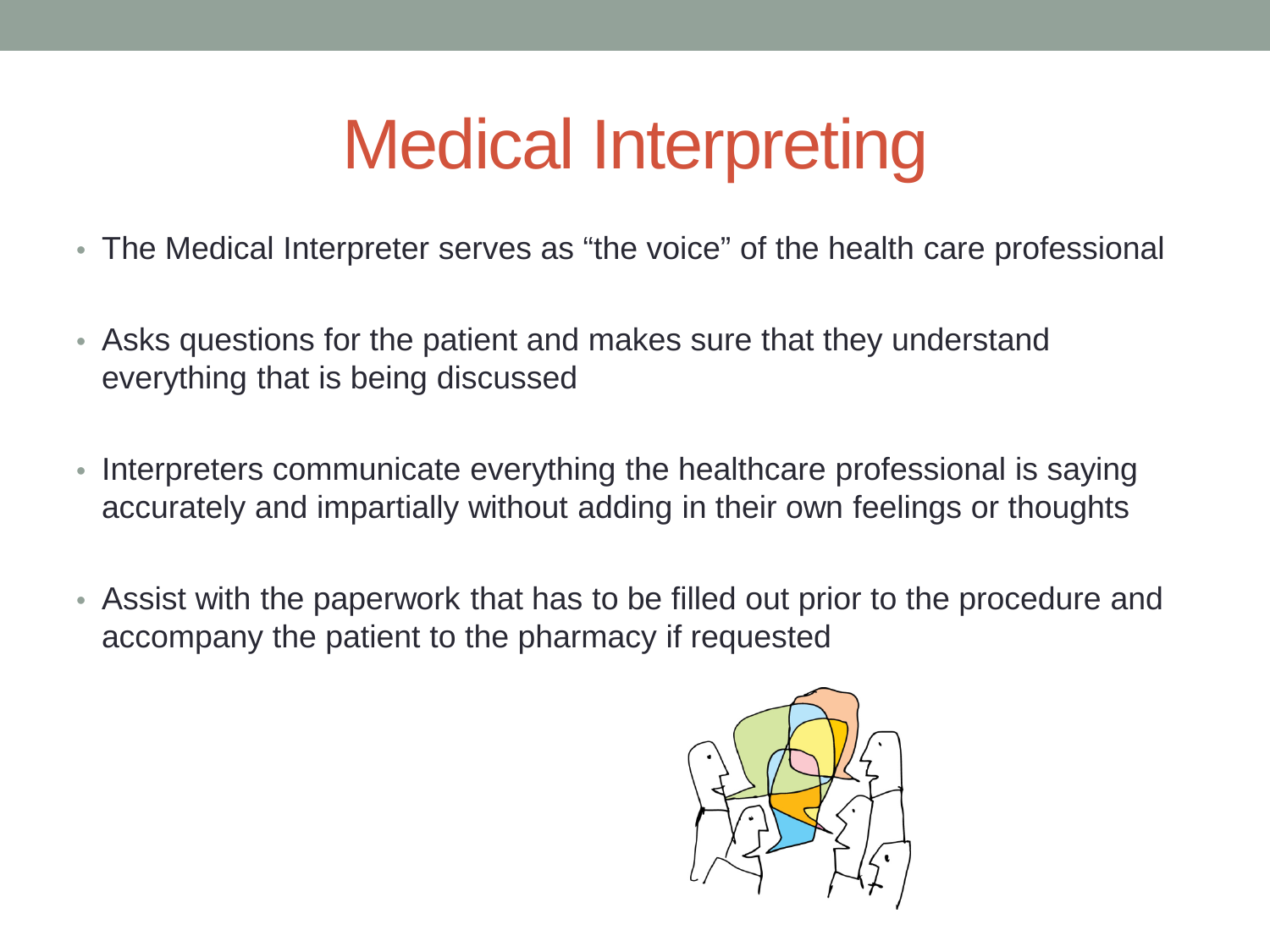# Medical Interpreting

- The Medical Interpreter serves as “the voice” of the health care professional
- Asks questions for the patient and makes sure that they understand everything that is being discussed
- Interpreters communicate everything the healthcare professional is saying accurately and impartially without adding in their own feelings or thoughts
- Assist with the paperwork that has to be filled out prior to the procedure and accompany the patient to the pharmacy if requested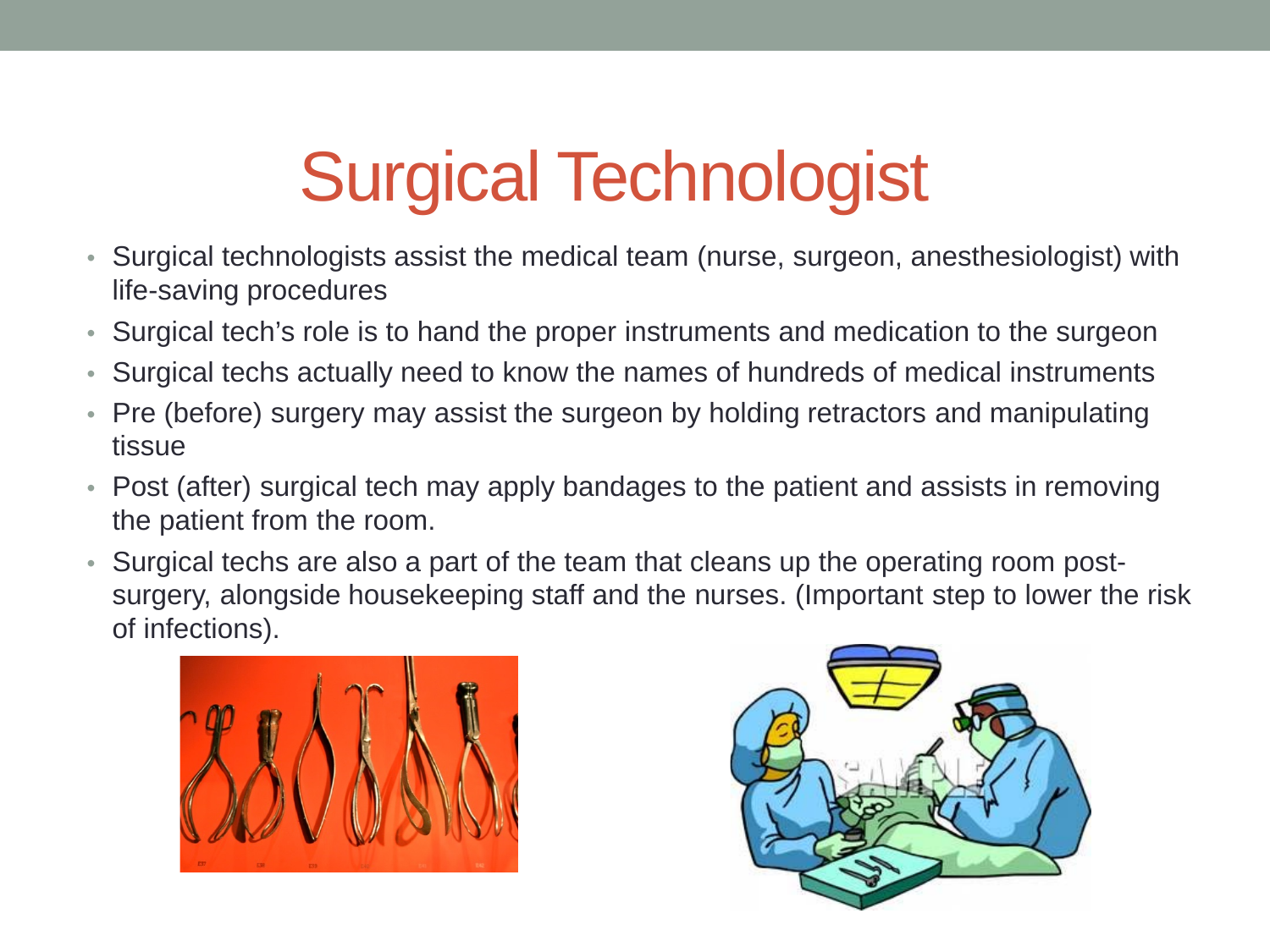# Surgical Technologist

- Surgical technologists assist the medical team (nurse, surgeon, anesthesiologist) with life-saving procedures
- Surgical tech's role is to hand the proper instruments and medication to the surgeon
- Surgical techs actually need to know the names of hundreds of medical instruments
- Pre (before) surgery may assist the surgeon by holding retractors and manipulating tissue
- Post (after) surgical tech may apply bandages to the patient and assists in removing the patient from the room.
- Surgical techs are also a part of the team that cleans up the operating room post-surgery, alongside housekeeping staff and the nurses. (Important step to lower the risk of infections).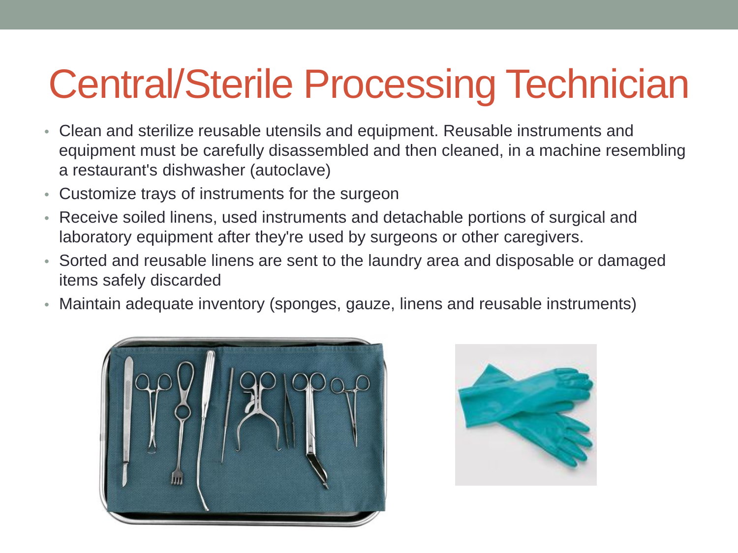# Central/Sterile Processing Technician

- Clean and sterilize reusable utensils and equipment. Reusable instruments and equipment must be carefully disassembled and then cleaned, in a machine resembling a restaurant's dishwasher (autoclave)
- Customize trays of instruments for the surgeon
- Receive soiled linens, used instruments and detachable portions of surgical and laboratory equipment after they're used by surgeons or other caregivers.
- Sorted and reusable linens are sent to the laundry area and disposable or damaged items safely discarded
- Maintain adequate inventory (sponges, gauze, linens and reusable instruments)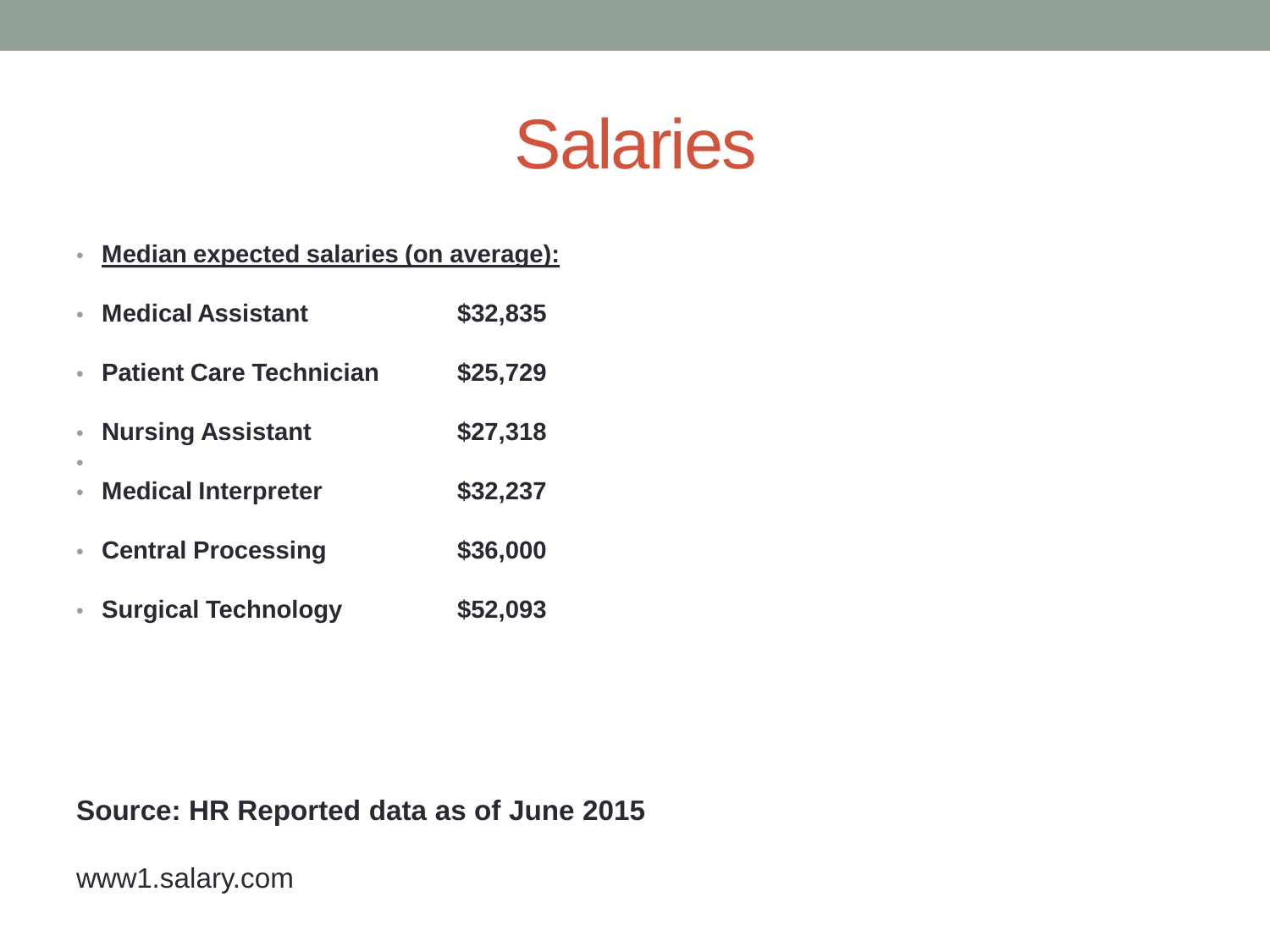# Salaries

- **Median expected salaries (on average):**
- **Medical Assistant** **$32,835**
- **Patient Care Technician** **$25,729**
- **Nursing Assistant** **$27,318**
- **Medical Interpreter** **$32,237**
- **Central Processing** **$36,000**
- **Surgical Technology** **$52,093**

**Source: HR Reported data as of June 2015**

www1.salary.com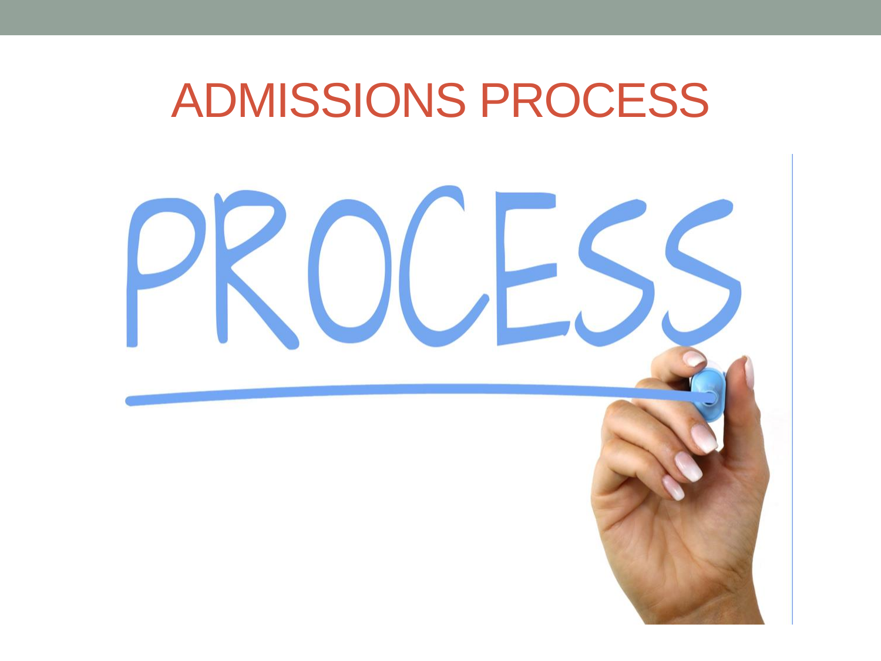# ADMISSIONS PROCESS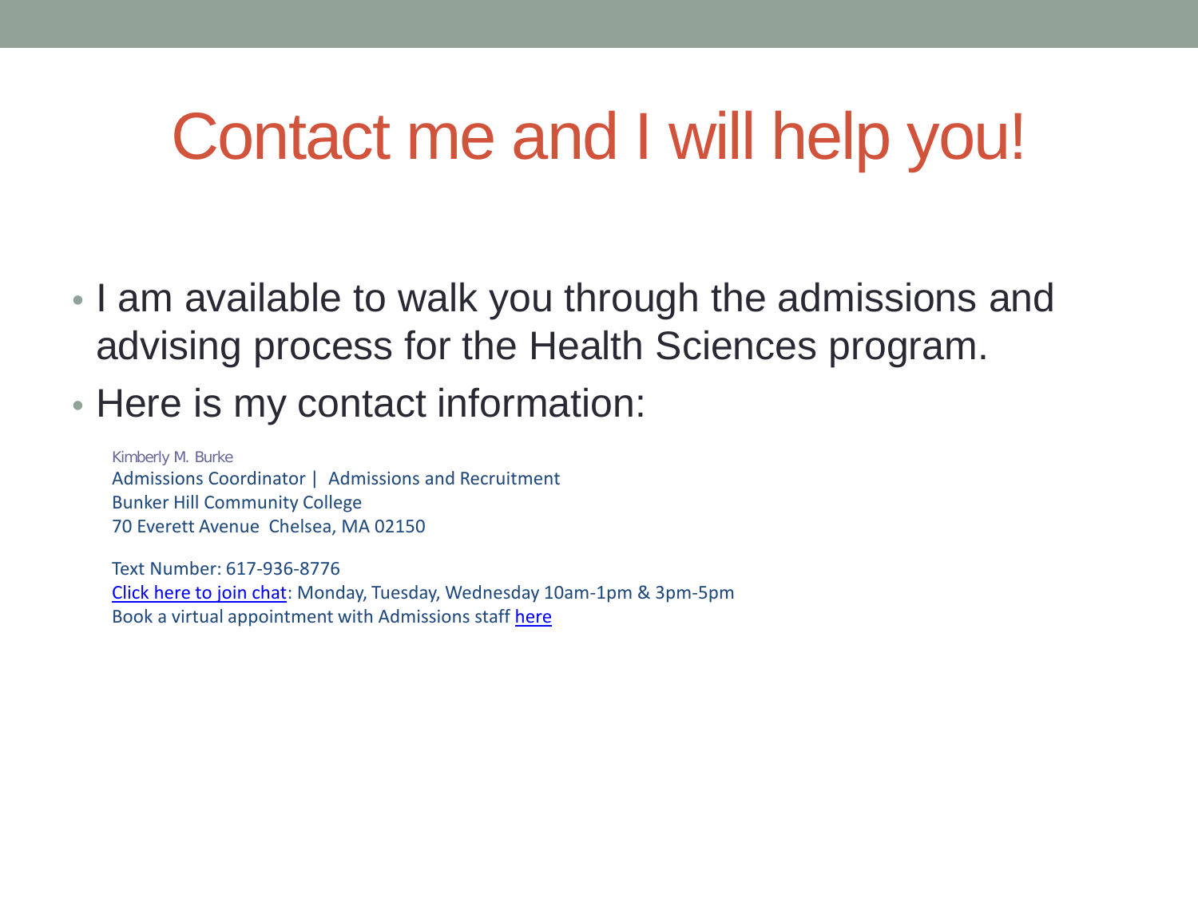# Contact me and I will help you!

- I am available to walk you through the admissions and advising process for the Health Sciences program.
- Here is my contact information:

Kimberly M. Burke  
Admissions Coordinator | Admissions and Recruitment  
Bunker Hill Community College  
70 Everett Avenue Chelsea, MA 02150

Text Number: 617-936-8776  
Click here to join chat: Monday, Tuesday, Wednesday 10am-1pm & 3pm-5pm  
Book a virtual appointment with Admissions staff here